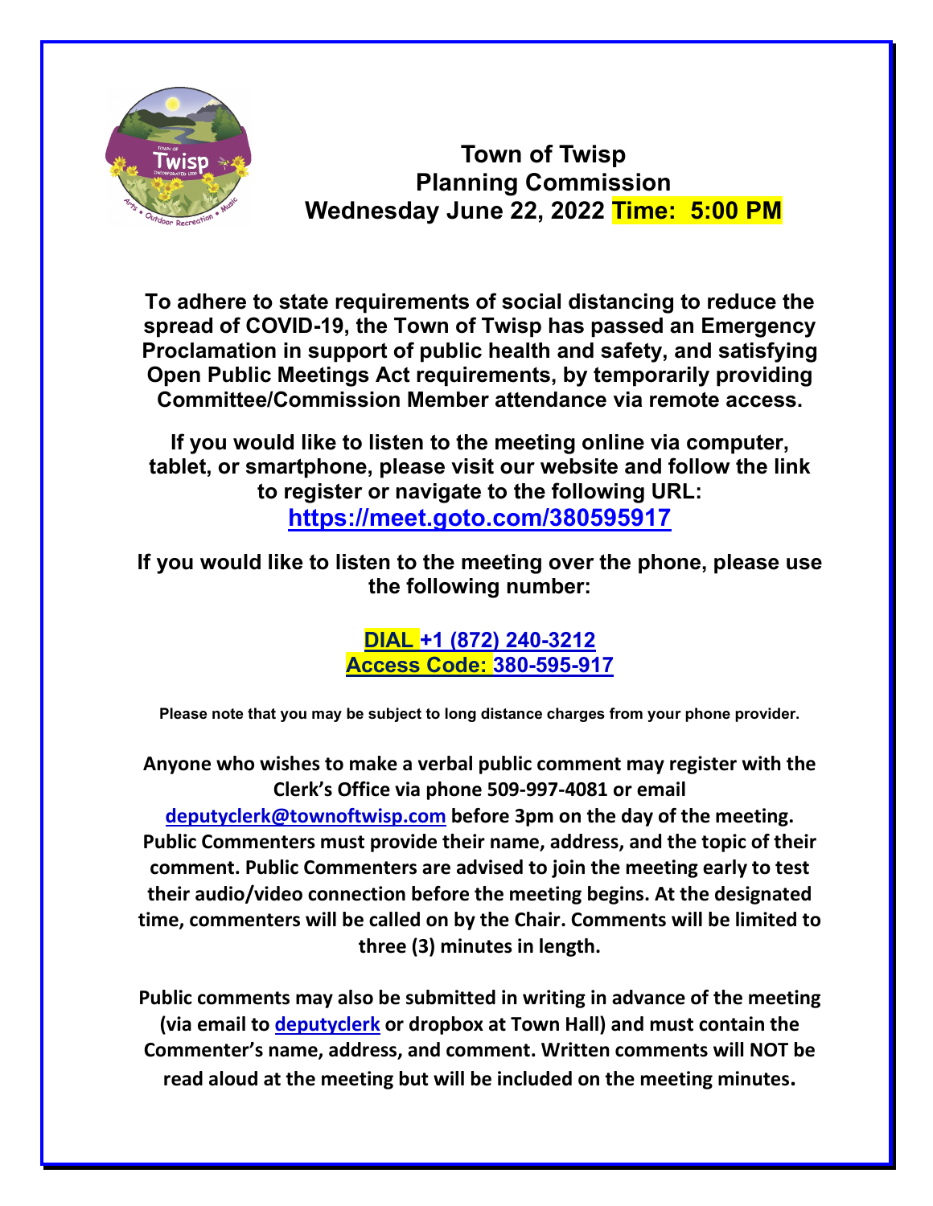# Town of Twisp
## Planning Commission
## Wednesday June 22, 2022 Time: 5:00 PM

**To adhere to state requirements of social distancing to reduce the spread of COVID-19, the Town of Twisp has passed an Emergency Proclamation in support of public health and safety, and satisfying Open Public Meetings Act requirements, by temporarily providing Committee/Commission Member attendance via remote access.**

**If you would like to listen to the meeting online via computer, tablet, or smartphone, please visit our website and follow the link to register or navigate to the following URL:**

**https://meet.goto.com/380595917**

**If you would like to listen to the meeting over the phone, please use the following number:**

**DIAL +1 (872) 240-3212**
**Access Code: 380-595-917**

**Please note that you may be subject to long distance charges from your phone provider.**

**Anyone who wishes to make a verbal public comment may register with the Clerk's Office via phone 509-997-4081 or email deputyclerk@townoftwisp.com before 3pm on the day of the meeting. Public Commenters must provide their name, address, and the topic of their comment. Public Commenters are advised to join the meeting early to test their audio/video connection before the meeting begins. At the designated time, commenters will be called on by the Chair. Comments will be limited to three (3) minutes in length.**

**Public comments may also be submitted in writing in advance of the meeting (via email to deputyclerk or dropbox at Town Hall) and must contain the Commenter's name, address, and comment. Written comments will NOT be read aloud at the meeting but will be included on the meeting minutes.**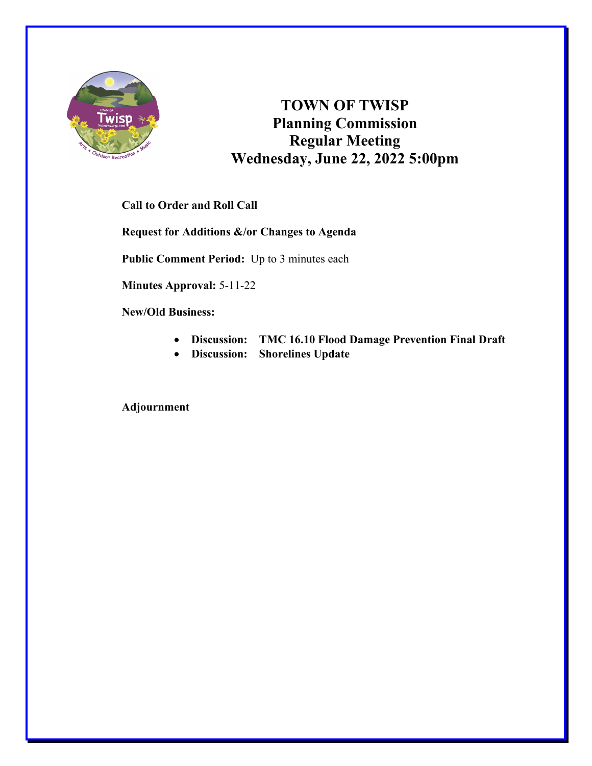# TOWN OF TWISP
## Planning Commission
## Regular Meeting
## Wednesday, June 22, 2022 5:00pm

**Call to Order and Roll Call**

**Request for Additions &/or Changes to Agenda**

**Public Comment Period:** Up to 3 minutes each

**Minutes Approval:** 5-11-22

**New/Old Business:**

- **Discussion: TMC 16.10 Flood Damage Prevention Final Draft**
- **Discussion: Shorelines Update**

**Adjournment**